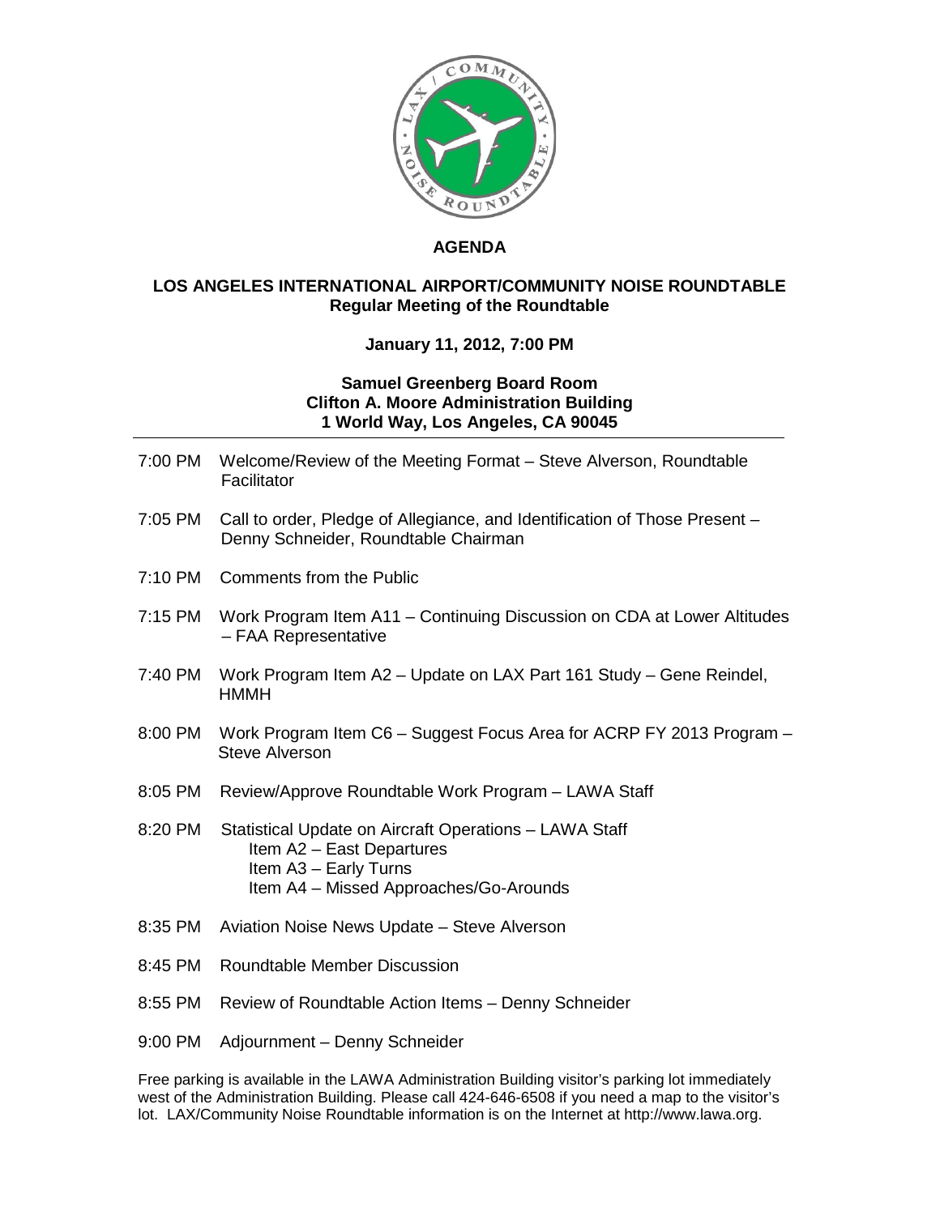# AGENDA

## LOS ANGELES INTERNATIONAL AIRPORT/COMMUNITY NOISE ROUNDTABLE

**Regular Meeting of the Roundtable**

**January 11, 2012, 7:00 PM**

**Samuel Greenberg Board Room**
**Clifton A. Moore Administration Building**
**1 World Way, Los Angeles, CA 90045**

---

7:00 PM Welcome/Review of the Meeting Format – Steve Alverson, Roundtable Facilitator

7:05 PM Call to order, Pledge of Allegiance, and Identification of Those Present – Denny Schneider, Roundtable Chairman

7:10 PM Comments from the Public

7:15 PM Work Program Item A11 – Continuing Discussion on CDA at Lower Altitudes – FAA Representative

7:40 PM Work Program Item A2 – Update on LAX Part 161 Study – Gene Reindel, HMMH

8:00 PM Work Program Item C6 – Suggest Focus Area for ACRP FY 2013 Program – Steve Alverson

8:05 PM Review/Approve Roundtable Work Program – LAWA Staff

8:20 PM Statistical Update on Aircraft Operations – LAWA Staff
- Item A2 – East Departures
- Item A3 – Early Turns
- Item A4 – Missed Approaches/Go-Arounds

8:35 PM Aviation Noise News Update – Steve Alverson

8:45 PM Roundtable Member Discussion

8:55 PM Review of Roundtable Action Items – Denny Schneider

9:00 PM Adjournment – Denny Schneider

Free parking is available in the LAWA Administration Building visitor's parking lot immediately west of the Administration Building. Please call 424-646-6508 if you need a map to the visitor's lot. LAX/Community Noise Roundtable information is on the Internet at http://www.lawa.org.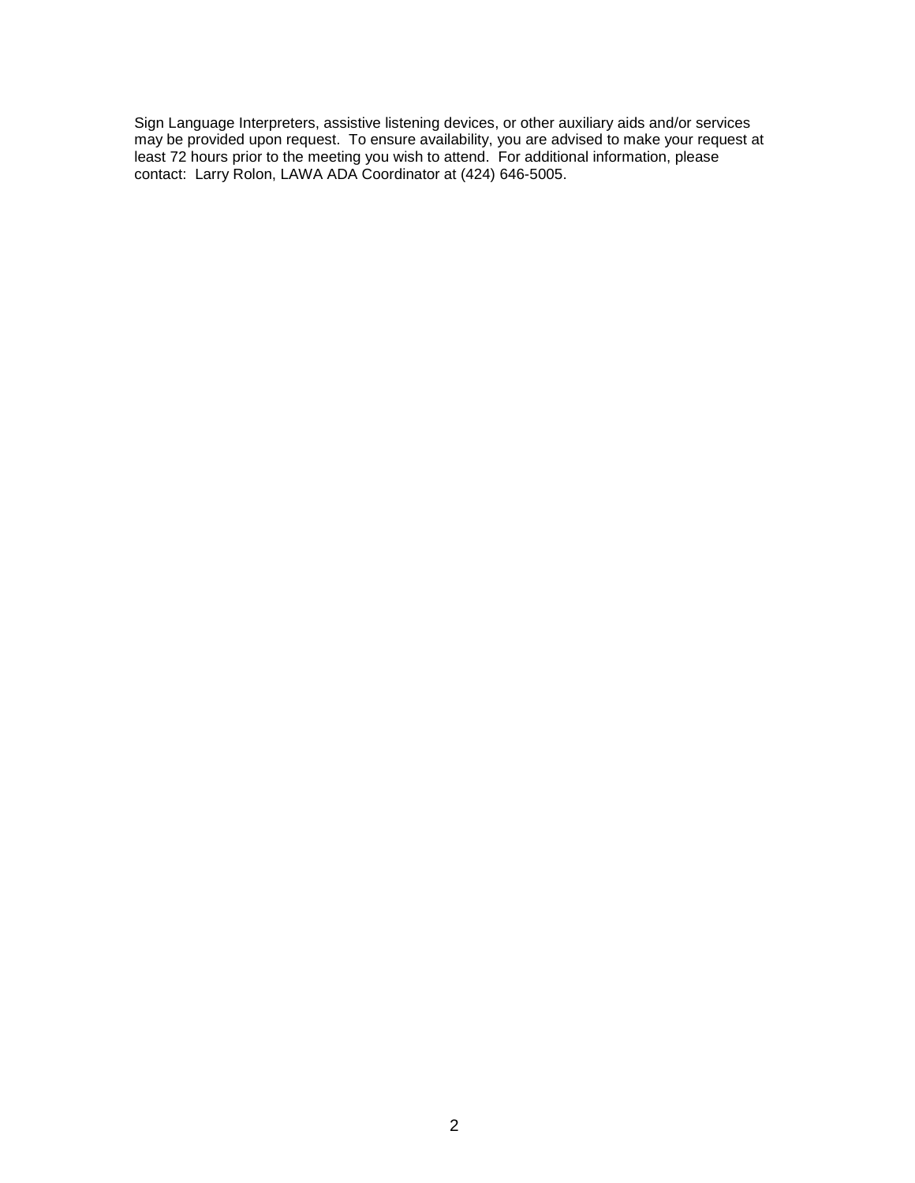Sign Language Interpreters, assistive listening devices, or other auxiliary aids and/or services may be provided upon request. To ensure availability, you are advised to make your request at least 72 hours prior to the meeting you wish to attend. For additional information, please contact: Larry Rolon, LAWA ADA Coordinator at (424) 646-5005.